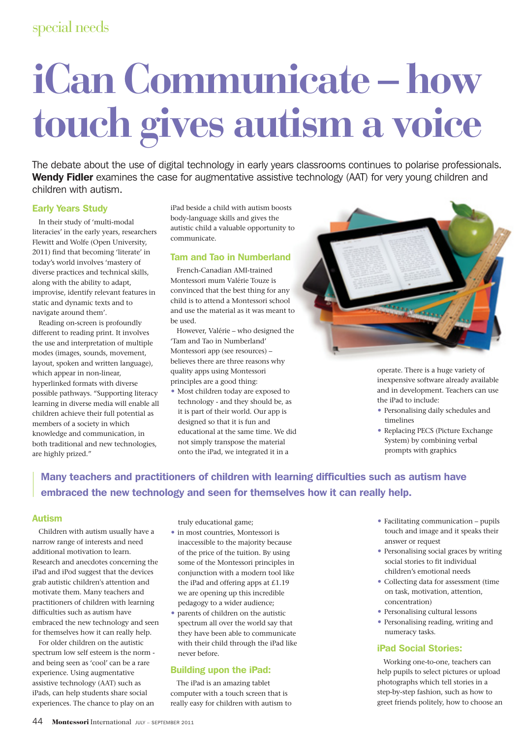special needs

# iCan Communicate – how touch gives autism a voice

The debate about the use of digital technology in early years classrooms continues to polarise professionals. **Wendy Fidler** examines the case for augmentative assistive technology (AAT) for very young children and children with autism.

## Early Years Study

In their study of 'multi-modal literacies' in the early years, researchers Flewitt and Wolfe (Open University, 2011) find that becoming 'literate' in today's world involves 'mastery of diverse practices and technical skills, along with the ability to adapt, improvise, identify relevant features in static and dynamic texts and to navigate around them'.

Reading on-screen is profoundly different to reading print. It involves the use and interpretation of multiple modes (images, sounds, movement, layout, spoken and written language), which appear in non-linear, hyperlinked formats with diverse possible pathways. "Supporting literacy learning in diverse media will enable all children achieve their full potential as members of a society in which knowledge and communication, in both traditional and new technologies, are highly prized."

## Autism

Children with autism usually have a narrow range of interests and need additional motivation to learn. Research and anecdotes concerning the iPad and iPod suggest that the devices grab autistic children's attention and motivate them. Many teachers and practitioners of children with learning difficulties such as autism have embraced the new technology and seen for themselves how it can really help.

For older children on the autistic spectrum low self esteem is the norm - and being seen as 'cool' can be a rare experience. Using augmentative assistive technology (AAT) such as iPads, can help students share social experiences. The chance to play on an iPad beside a child with autism boosts body-language skills and gives the autistic child a valuable opportunity to communicate.

## Tam and Tao in Numberland

French-Canadian AMI-trained Montessori mum Valérie Touze is convinced that the best thing for any child is to attend a Montessori school and use the material as it was meant to be used.

However, Valérie – who designed the 'Tam and Tao in Numberland' Montessori app (see resources) – believes there are three reasons why quality apps using Montessori principles are a good thing:

- Most children today are exposed to technology - and they should be, as it is part of their world. Our app is designed so that it is fun and educational at the same time. We did not simply transpose the material onto the iPad, we integrated it in a truly educational game;
- in most countries, Montessori is inaccessible to the majority because of the price of the tuition. By using some of the Montessori principles in conjunction with a modern tool like the iPad and offering apps at £1.19 we are opening up this incredible pedagogy to a wider audience;
- parents of children on the autistic spectrum all over the world say that they have been able to communicate with their child through the iPad like never before.

> **Many teachers and practitioners of children with learning difficulties such as autism have embraced the new technology and seen for themselves how it can really help.**

## Building upon the iPad:

The iPad is an amazing tablet computer with a touch screen that is really easy for children with autism to operate. There is a huge variety of inexpensive software already available and in development. Teachers can use the iPad to include:

- Personalising daily schedules and timelines
- Replacing PECS (Picture Exchange System) by combining verbal prompts with graphics
- Facilitating communication – pupils touch and image and it speaks their answer or request
- Personalising social graces by writing social stories to fit individual children's emotional needs
- Collecting data for assessment (time on task, motivation, attention, concentration)
- Personalising cultural lessons
- Personalising reading, writing and numeracy tasks.

## iPad Social Stories:

Working one-to-one, teachers can help pupils to select pictures or upload photographs which tell stories in a step-by-step fashion, such as how to greet friends politely, how to choose an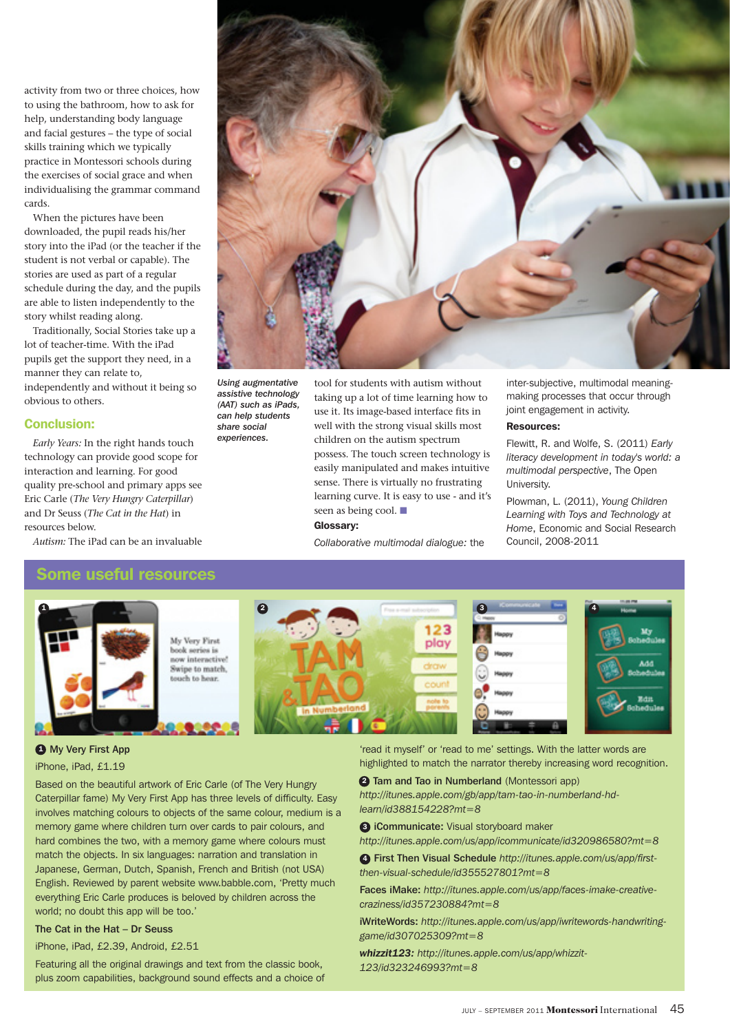activity from two or three choices, how to using the bathroom, how to ask for help, understanding body language and facial gestures – the type of social skills training which we typically practice in Montessori schools during the exercises of social grace and when individualising the grammar command cards.

When the pictures have been downloaded, the pupil reads his/her story into the iPad (or the teacher if the student is not verbal or capable). The stories are used as part of a regular schedule during the day, and the pupils are able to listen independently to the story whilst reading along.

Traditionally, Social Stories take up a lot of teacher-time. With the iPad pupils get the support they need, in a manner they can relate to, independently and without it being so obvious to others.

## Conclusion:

*Early Years:* In the right hands touch technology can provide good scope for interaction and learning. For good quality pre-school and primary apps see Eric Carle (*The Very Hungry Caterpillar*) and Dr Seuss (*The Cat in the Hat*) in resources below.

*Autism:* The iPad can be an invaluable tool for students with autism without taking up a lot of time learning how to use it. Its image-based interface fits in well with the strong visual skills most children on the autism spectrum possess. The touch screen technology is easily manipulated and makes intuitive sense. There is virtually no frustrating learning curve. It is easy to use - and it's seen as being cool.

***Using augmentative assistive technology (AAT) such as iPads, can help students share social experiences.***

**Glossary:**

*Collaborative multimodal dialogue:* the inter-subjective, multimodal meaning-making processes that occur through joint engagement in activity.

**Resources:**

Flewitt, R. and Wolfe, S. (2011) *Early literacy development in today's world: a multimodal perspective*, The Open University.

Plowman, L. (2011), *Young Children Learning with Toys and Technology at Home*, Economic and Social Research Council, 2008-2011

## Some useful resources

**1 My Very First App**

iPhone, iPad, £1.19

Based on the beautiful artwork of Eric Carle (of The Very Hungry Caterpillar fame) My Very First App has three levels of difficulty. Easy involves matching colours to objects of the same colour, medium is a memory game where children turn over cards to pair colours, and hard combines the two, with a memory game where colours must match the objects. In six languages: narration and translation in Japanese, German, Dutch, Spanish, French and British (not USA) English. Reviewed by parent website www.babble.com, 'Pretty much everything Eric Carle produces is beloved by children across the world; no doubt this app will be too.'

**The Cat in the Hat – Dr Seuss**

iPhone, iPad, £2.39, Android, £2.51

Featuring all the original drawings and text from the classic book, plus zoom capabilities, background sound effects and a choice of 'read it myself' or 'read to me' settings. With the latter words are highlighted to match the narrator thereby increasing word recognition.

**2 Tam and Tao in Numberland** (Montessori app)
*http://itunes.apple.com/gb/app/tam-tao-in-numberland-hd-learn/id388154228?mt=8*

**3 iCommunicate:** Visual storyboard maker
*http://itunes.apple.com/us/app/icommunicate/id320986580?mt=8*

**4 First Then Visual Schedule** *http://itunes.apple.com/us/app/first-then-visual-schedule/id355527801?mt=8*

**Faces iMake:** *http://itunes.apple.com/us/app/faces-imake-creative-craziness/id357230884?mt=8*

**iWriteWords:** *http://itunes.apple.com/us/app/iwritewords-handwriting-game/id307025309?mt=8*

***whizzit123:*** *http://itunes.apple.com/us/app/whizzit-123/id323246993?mt=8*